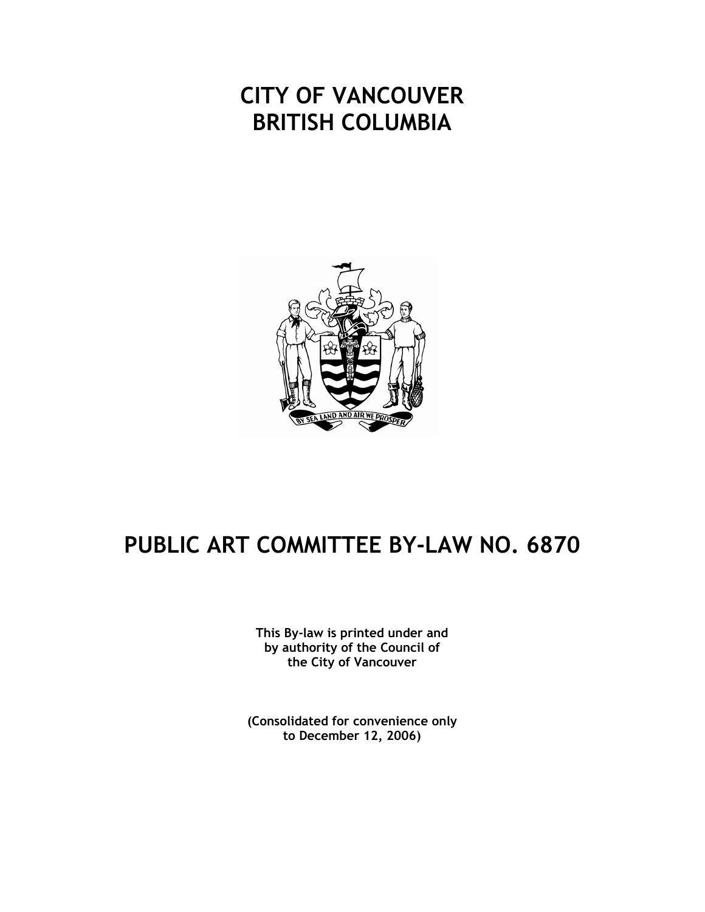# CITY OF VANCOUVER
# BRITISH COLUMBIA

# PUBLIC ART COMMITTEE BY-LAW NO. 6870

**This By-law is printed under and by authority of the Council of the City of Vancouver**

**(Consolidated for convenience only to December 12, 2006)**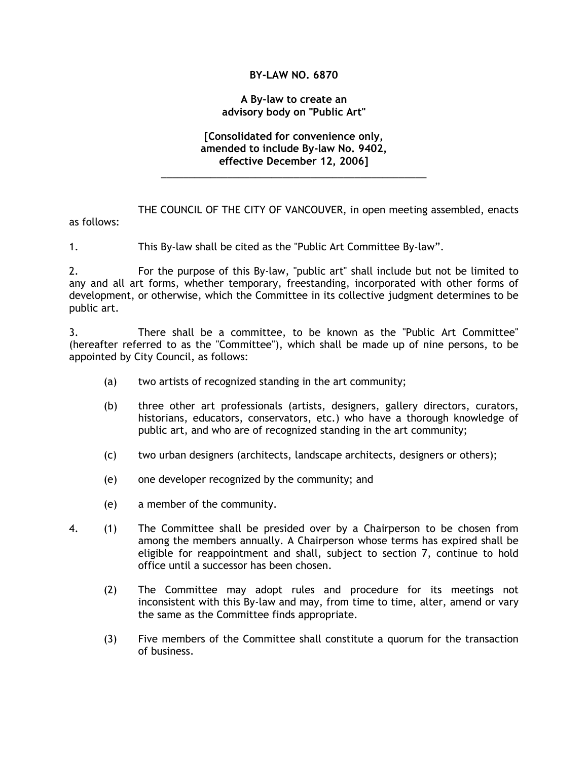**BY-LAW NO. 6870**

**A By-law to create an advisory body on "Public Art"**

**[Consolidated for convenience only, amended to include By-law No. 9402, effective December 12, 2006]**

---

THE COUNCIL OF THE CITY OF VANCOUVER, in open meeting assembled, enacts as follows:

1. This By-law shall be cited as the "Public Art Committee By-law".

2. For the purpose of this By-law, "public art" shall include but not be limited to any and all art forms, whether temporary, freestanding, incorporated with other forms of development, or otherwise, which the Committee in its collective judgment determines to be public art.

3. There shall be a committee, to be known as the "Public Art Committee" (hereafter referred to as the "Committee"), which shall be made up of nine persons, to be appointed by City Council, as follows:

   (a) two artists of recognized standing in the art community;

   (b) three other art professionals (artists, designers, gallery directors, curators, historians, educators, conservators, etc.) who have a thorough knowledge of public art, and who are of recognized standing in the art community;

   (c) two urban designers (architects, landscape architects, designers or others);

   (e) one developer recognized by the community; and

   (e) a member of the community.

4. (1) The Committee shall be presided over by a Chairperson to be chosen from among the members annually. A Chairperson whose terms has expired shall be eligible for reappointment and shall, subject to section 7, continue to hold office until a successor has been chosen.

   (2) The Committee may adopt rules and procedure for its meetings not inconsistent with this By-law and may, from time to time, alter, amend or vary the same as the Committee finds appropriate.

   (3) Five members of the Committee shall constitute a quorum for the transaction of business.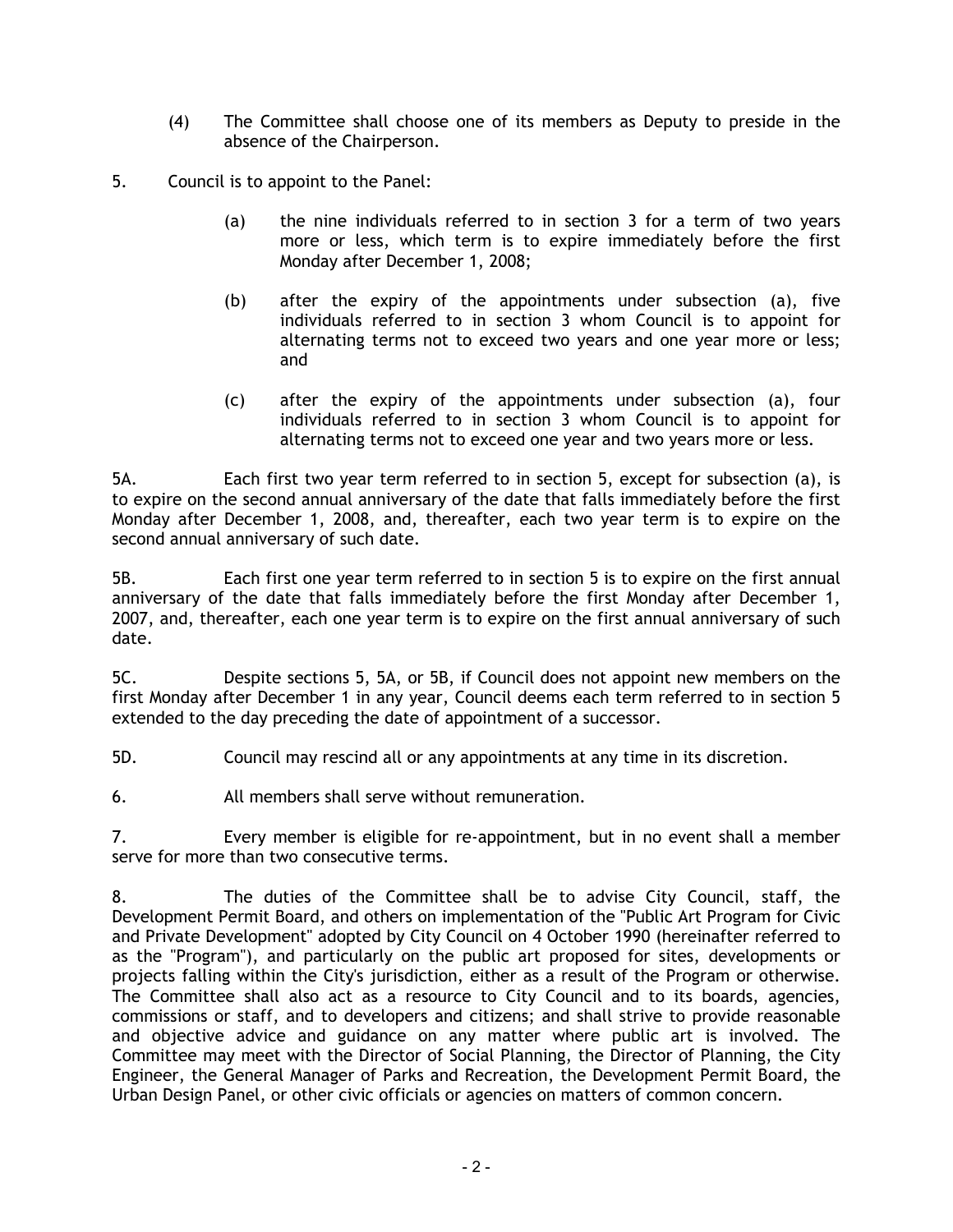(4) The Committee shall choose one of its members as Deputy to preside in the absence of the Chairperson.

5. Council is to appoint to the Panel:

   (a) the nine individuals referred to in section 3 for a term of two years more or less, which term is to expire immediately before the first Monday after December 1, 2008;

   (b) after the expiry of the appointments under subsection (a), five individuals referred to in section 3 whom Council is to appoint for alternating terms not to exceed two years and one year more or less; and

   (c) after the expiry of the appointments under subsection (a), four individuals referred to in section 3 whom Council is to appoint for alternating terms not to exceed one year and two years more or less.

5A. Each first two year term referred to in section 5, except for subsection (a), is to expire on the second annual anniversary of the date that falls immediately before the first Monday after December 1, 2008, and, thereafter, each two year term is to expire on the second annual anniversary of such date.

5B. Each first one year term referred to in section 5 is to expire on the first annual anniversary of the date that falls immediately before the first Monday after December 1, 2007, and, thereafter, each one year term is to expire on the first annual anniversary of such date.

5C. Despite sections 5, 5A, or 5B, if Council does not appoint new members on the first Monday after December 1 in any year, Council deems each term referred to in section 5 extended to the day preceding the date of appointment of a successor.

5D. Council may rescind all or any appointments at any time in its discretion.

6. All members shall serve without remuneration.

7. Every member is eligible for re-appointment, but in no event shall a member serve for more than two consecutive terms.

8. The duties of the Committee shall be to advise City Council, staff, the Development Permit Board, and others on implementation of the "Public Art Program for Civic and Private Development" adopted by City Council on 4 October 1990 (hereinafter referred to as the "Program"), and particularly on the public art proposed for sites, developments or projects falling within the City's jurisdiction, either as a result of the Program or otherwise. The Committee shall also act as a resource to City Council and to its boards, agencies, commissions or staff, and to developers and citizens; and shall strive to provide reasonable and objective advice and guidance on any matter where public art is involved. The Committee may meet with the Director of Social Planning, the Director of Planning, the City Engineer, the General Manager of Parks and Recreation, the Development Permit Board, the Urban Design Panel, or other civic officials or agencies on matters of common concern.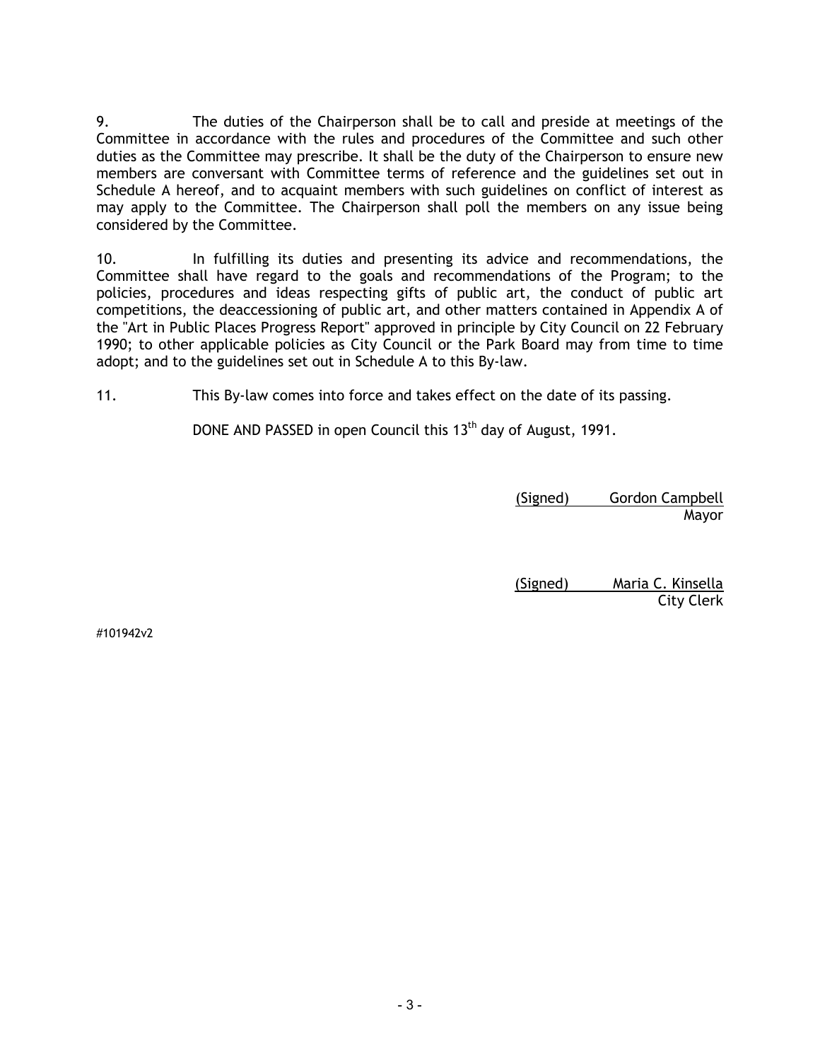9. The duties of the Chairperson shall be to call and preside at meetings of the Committee in accordance with the rules and procedures of the Committee and such other duties as the Committee may prescribe. It shall be the duty of the Chairperson to ensure new members are conversant with Committee terms of reference and the guidelines set out in Schedule A hereof, and to acquaint members with such guidelines on conflict of interest as may apply to the Committee. The Chairperson shall poll the members on any issue being considered by the Committee.

10. In fulfilling its duties and presenting its advice and recommendations, the Committee shall have regard to the goals and recommendations of the Program; to the policies, procedures and ideas respecting gifts of public art, the conduct of public art competitions, the deaccessioning of public art, and other matters contained in Appendix A of the "Art in Public Places Progress Report" approved in principle by City Council on 22 February 1990; to other applicable policies as City Council or the Park Board may from time to time adopt; and to the guidelines set out in Schedule A to this By-law.

11. This By-law comes into force and takes effect on the date of its passing.

DONE AND PASSED in open Council this 13th day of August, 1991.

(Signed) Gordon Campbell
Mayor

(Signed) Maria C. Kinsella
City Clerk

#101942v2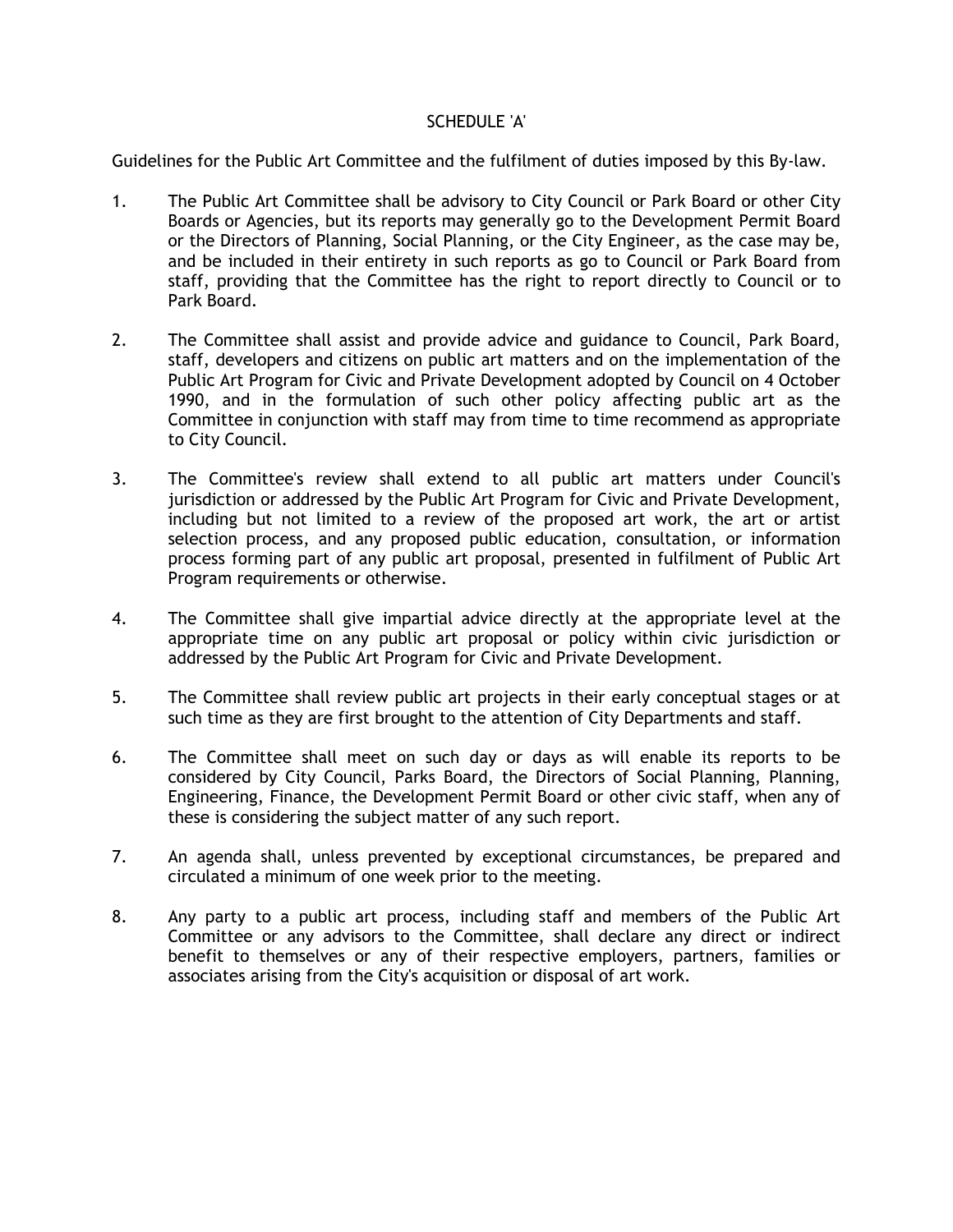SCHEDULE 'A'

Guidelines for the Public Art Committee and the fulfilment of duties imposed by this By-law.

1. The Public Art Committee shall be advisory to City Council or Park Board or other City Boards or Agencies, but its reports may generally go to the Development Permit Board or the Directors of Planning, Social Planning, or the City Engineer, as the case may be, and be included in their entirety in such reports as go to Council or Park Board from staff, providing that the Committee has the right to report directly to Council or to Park Board.

2. The Committee shall assist and provide advice and guidance to Council, Park Board, staff, developers and citizens on public art matters and on the implementation of the Public Art Program for Civic and Private Development adopted by Council on 4 October 1990, and in the formulation of such other policy affecting public art as the Committee in conjunction with staff may from time to time recommend as appropriate to City Council.

3. The Committee's review shall extend to all public art matters under Council's jurisdiction or addressed by the Public Art Program for Civic and Private Development, including but not limited to a review of the proposed art work, the art or artist selection process, and any proposed public education, consultation, or information process forming part of any public art proposal, presented in fulfilment of Public Art Program requirements or otherwise.

4. The Committee shall give impartial advice directly at the appropriate level at the appropriate time on any public art proposal or policy within civic jurisdiction or addressed by the Public Art Program for Civic and Private Development.

5. The Committee shall review public art projects in their early conceptual stages or at such time as they are first brought to the attention of City Departments and staff.

6. The Committee shall meet on such day or days as will enable its reports to be considered by City Council, Parks Board, the Directors of Social Planning, Planning, Engineering, Finance, the Development Permit Board or other civic staff, when any of these is considering the subject matter of any such report.

7. An agenda shall, unless prevented by exceptional circumstances, be prepared and circulated a minimum of one week prior to the meeting.

8. Any party to a public art process, including staff and members of the Public Art Committee or any advisors to the Committee, shall declare any direct or indirect benefit to themselves or any of their respective employers, partners, families or associates arising from the City's acquisition or disposal of art work.